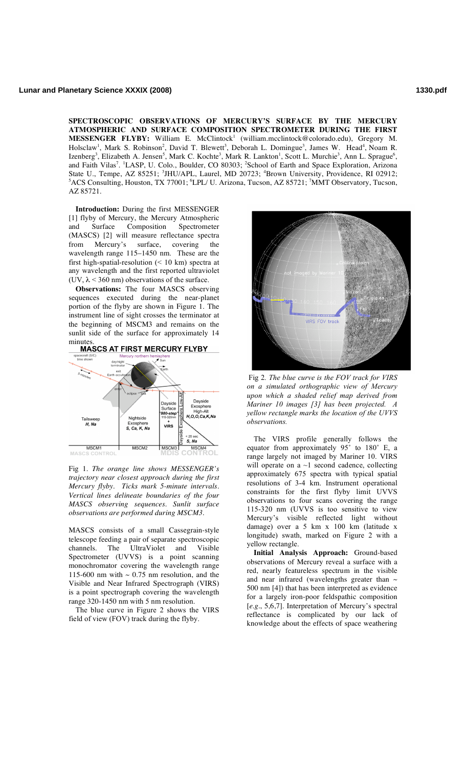**SPECTROSCOPIC OBSERVATIONS OF MERCURY'S SURFACE BY THE MERCURY ATMOSPHERIC AND SURFACE COMPOSITION SPECTROMETER DURING THE FIRST MESSENGER FLYBY:** William E. McClintock[1] (william.mcclintock@colorado.edu), Gregory M. Holsclaw[1], Mark S. Robinson[2], David T. Blewett[3], Deborah L. Domingue[3], James W. Head[4], Noam R. Izenberg[3], Elizabeth A. Jensen[5], Mark C. Kochte[3], Mark R. Lankton[1], Scott L. Murchie[3], Ann L. Sprague[6], and Faith Vilas[7]. [1]LASP, U. Colo., Boulder, CO 80303; [2]School of Earth and Space Exploration, Arizona State U., Tempe, AZ 85251; [3]JHU/APL, Laurel, MD 20723; [4]Brown University, Providence, RI 02912; [5]ACS Consulting, Houston, TX 77001; [6]LPL/ U. Arizona, Tucson, AZ 85721; [7]MMT Observatory, Tucson, AZ 85721.

**Introduction:** During the first MESSENGER [1] flyby of Mercury, the Mercury Atmospheric and Surface Composition Spectrometer (MASCS) [2] will measure reflectance spectra from Mercury's surface, covering the wavelength range 115–1450 nm. These are the first high-spatial-resolution (< 10 km) spectra at any wavelength and the first reported ultraviolet (UV, $\lambda$ < 360 nm) observations of the surface.

**Observations:** The four MASCS observing sequences executed during the near-planet portion of the flyby are shown in Figure 1. The instrument line of sight crosses the terminator at the beginning of MSCM3 and remains on the sunlit side of the surface for approximately 14 minutes.

Fig 1. *The orange line shows MESSENGER's trajectory near closest approach during the first Mercury flyby. Ticks mark 5-minute intervals. Vertical lines delineate boundaries of the four MASCS observing sequences. Sunlit surface observations are performed during MSCM3.*

MASCS consists of a small Cassegrain-style telescope feeding a pair of separate spectroscopic channels. The UltraViolet and Visible Spectrometer (UVVS) is a point scanning monochromator covering the wavelength range 115-600 nm with ~ 0.75 nm resolution, and the Visible and Near Infrared Spectrograph (VIRS) is a point spectrograph covering the wavelength range 320-1450 nm with 5 nm resolution.

The blue curve in Figure 2 shows the VIRS field of view (FOV) track during the flyby.

Fig 2. *The blue curve is the FOV track for VIRS on a simulated orthographic view of Mercury upon which a shaded relief map derived from Mariner 10 images [3] has been projected. A yellow rectangle marks the location of the UVVS observations.*

The VIRS profile generally follows the equator from approximately 95˚ to 180˚ E, a range largely not imaged by Mariner 10. VIRS will operate on a ~1 second cadence, collecting approximately 675 spectra with typical spatial resolutions of 3-4 km. Instrument operational constraints for the first flyby limit UVVS observations to four scans covering the range 115-320 nm (UVVS is too sensitive to view Mercury's visible reflected light without damage) over a 5 km x 100 km (latitude x longitude) swath, marked on Figure 2 with a yellow rectangle.

**Initial Analysis Approach:** Ground-based observations of Mercury reveal a surface with a red, nearly featureless spectrum in the visible and near infrared (wavelengths greater than ~ 500 nm [4]) that has been interpreted as evidence for a largely iron-poor feldspathic composition [*e.g.*, 5,6,7]. Interpretation of Mercury's spectral reflectance is complicated by our lack of knowledge about the effects of space weathering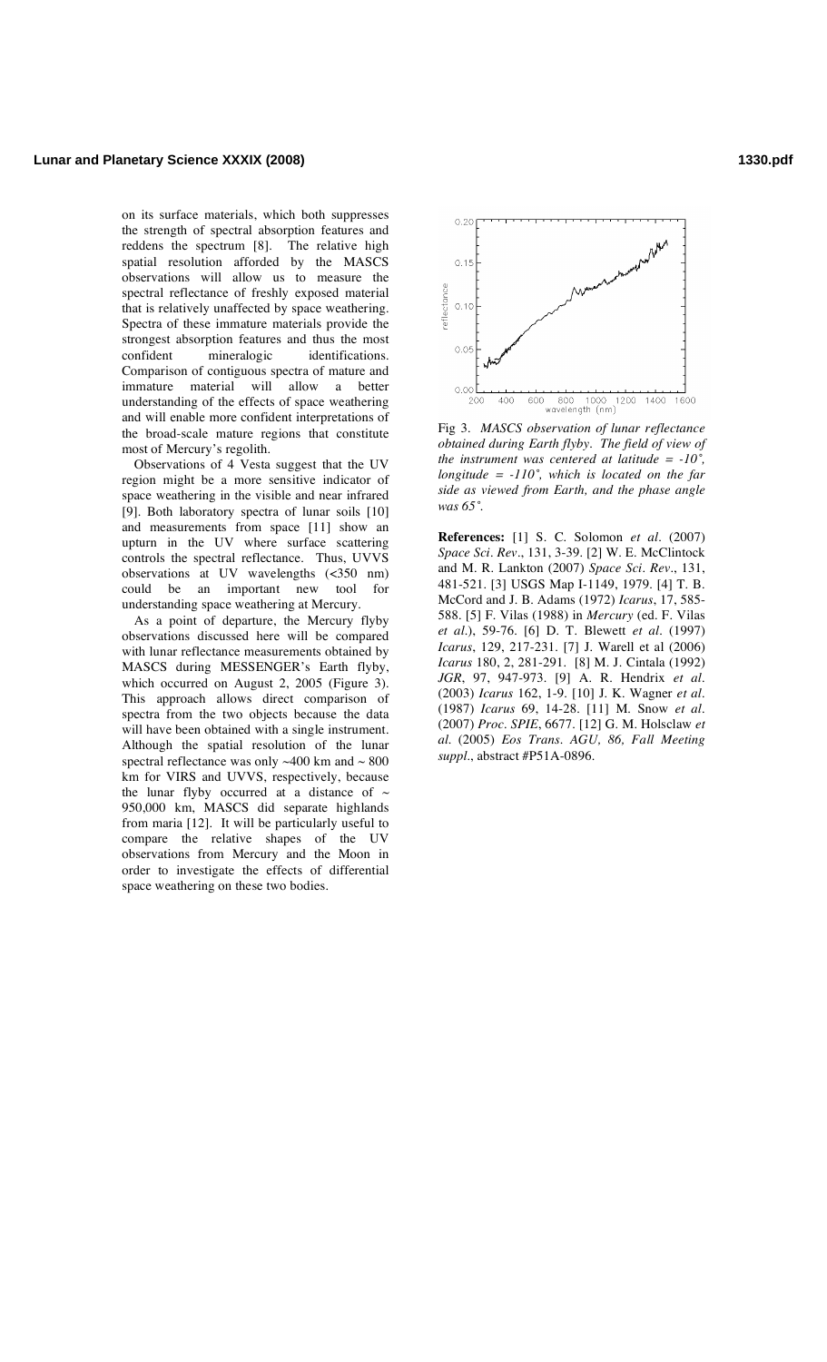on its surface materials, which both suppresses the strength of spectral absorption features and reddens the spectrum [8]. The relative high spatial resolution afforded by the MASCS observations will allow us to measure the spectral reflectance of freshly exposed material that is relatively unaffected by space weathering. Spectra of these immature materials provide the strongest absorption features and thus the most confident mineralogic identifications. Comparison of contiguous spectra of mature and immature material will allow a better understanding of the effects of space weathering and will enable more confident interpretations of the broad-scale mature regions that constitute most of Mercury's regolith.

Observations of 4 Vesta suggest that the UV region might be a more sensitive indicator of space weathering in the visible and near infrared [9]. Both laboratory spectra of lunar soils [10] and measurements from space [11] show an upturn in the UV where surface scattering controls the spectral reflectance. Thus, UVVS observations at UV wavelengths (<350 nm) could be an important new tool for understanding space weathering at Mercury.

As a point of departure, the Mercury flyby observations discussed here will be compared with lunar reflectance measurements obtained by MASCS during MESSENGER's Earth flyby, which occurred on August 2, 2005 (Figure 3). This approach allows direct comparison of spectra from the two objects because the data will have been obtained with a single instrument. Although the spatial resolution of the lunar spectral reflectance was only ~400 km and ~ 800 km for VIRS and UVVS, respectively, because the lunar flyby occurred at a distance of ~ 950,000 km, MASCS did separate highlands from maria [12]. It will be particularly useful to compare the relative shapes of the UV observations from Mercury and the Moon in order to investigate the effects of differential space weathering on these two bodies.

reflectance
0.20
0.15
0.10
0.05
0.00
200 400 600 800 1000 1200 1400 1600
wavelength (nm)

Fig 3. *MASCS observation of lunar reflectance obtained during Earth flyby. The field of view of the instrument was centered at latitude = -10°, longitude = -110°, which is located on the far side as viewed from Earth, and the phase angle was 65°.*

**References:** [1] S. C. Solomon *et al*. (2007) *Space Sci*. *Rev*., 131, 3-39. [2] W. E. McClintock and M. R. Lankton (2007) *Space Sci*. *Rev*., 131, 481-521. [3] USGS Map I-1149, 1979. [4] T. B. McCord and J. B. Adams (1972) *Icarus*, 17, 585-588. [5] F. Vilas (1988) in *Mercury* (ed. F. Vilas *et al*.), 59-76. [6] D. T. Blewett *et al*. (1997) *Icarus*, 129, 217-231. [7] J. Warell et al (2006) *Icarus* 180, 2, 281-291. [8] M. J. Cintala (1992) *JGR*, 97, 947-973. [9] A. R. Hendrix *et al*. (2003) *Icarus* 162, 1-9. [10] J. K. Wagner *et al*. (1987) *Icarus* 69, 14-28. [11] M. Snow *et al*. (2007) *Proc*. *SPIE*, 6677. [12] G. M. Holsclaw *et al.* (2005) *Eos Trans*. *AGU, 86, Fall Meeting suppl*., abstract #P51A-0896.